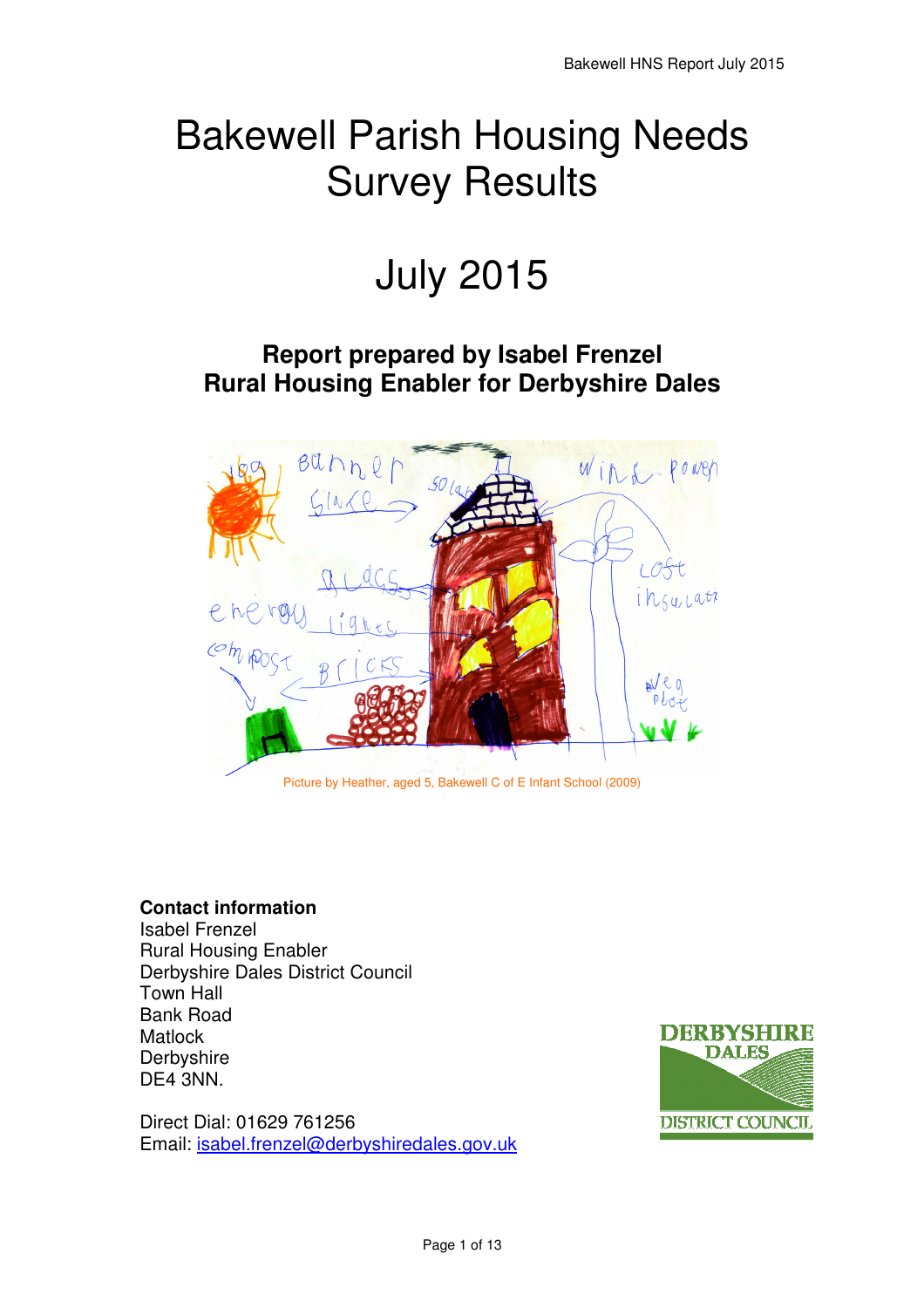# Bakewell Parish Housing Needs Survey Results

# July 2015

## Report prepared by Isabel Frenzel
## Rural Housing Enabler for Derbyshire Dales

Picture by Heather, aged 5, Bakewell C of E Infant School (2009)

**Contact information**
Isabel Frenzel
Rural Housing Enabler
Derbyshire Dales District Council
Town Hall
Bank Road
Matlock
Derbyshire
DE4 3NN.

Direct Dial: 01629 761256
Email: isabel.frenzel@derbyshiredales.gov.uk

DERBYSHIRE DALES DISTRICT COUNCIL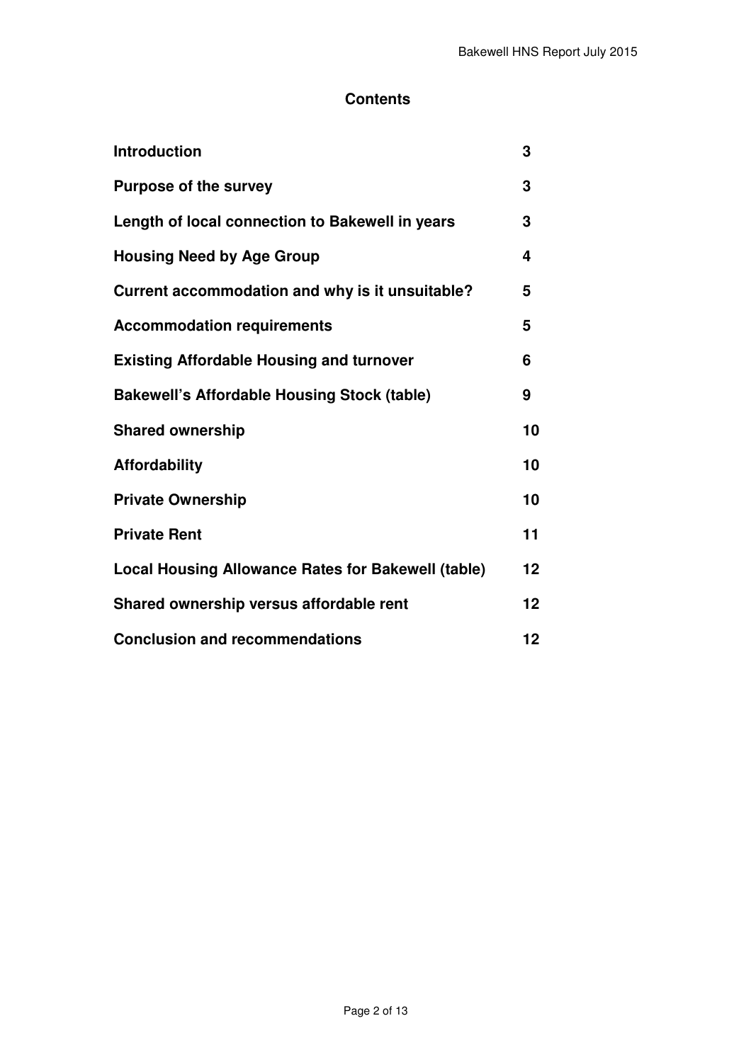# Contents

| | |
|---|---|
| **Introduction** | **3** |
| **Purpose of the survey** | **3** |
| **Length of local connection to Bakewell in years** | **3** |
| **Housing Need by Age Group** | **4** |
| **Current accommodation and why is it unsuitable?** | **5** |
| **Accommodation requirements** | **5** |
| **Existing Affordable Housing and turnover** | **6** |
| **Bakewell's Affordable Housing Stock (table)** | **9** |
| **Shared ownership** | **10** |
| **Affordability** | **10** |
| **Private Ownership** | **10** |
| **Private Rent** | **11** |
| **Local Housing Allowance Rates for Bakewell (table)** | **12** |
| **Shared ownership versus affordable rent** | **12** |
| **Conclusion and recommendations** | **12** |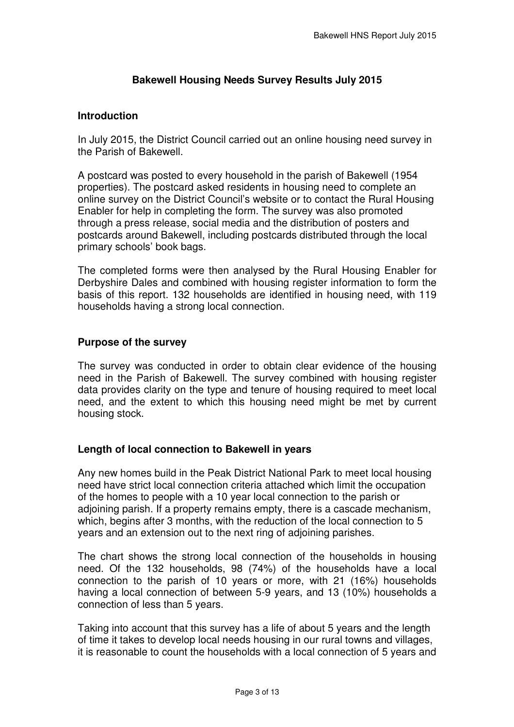## Bakewell Housing Needs Survey Results July 2015

### Introduction

In July 2015, the District Council carried out an online housing need survey in the Parish of Bakewell.

A postcard was posted to every household in the parish of Bakewell (1954 properties). The postcard asked residents in housing need to complete an online survey on the District Council's website or to contact the Rural Housing Enabler for help in completing the form. The survey was also promoted through a press release, social media and the distribution of posters and postcards around Bakewell, including postcards distributed through the local primary schools' book bags.

The completed forms were then analysed by the Rural Housing Enabler for Derbyshire Dales and combined with housing register information to form the basis of this report. 132 households are identified in housing need, with 119 households having a strong local connection.

### Purpose of the survey

The survey was conducted in order to obtain clear evidence of the housing need in the Parish of Bakewell. The survey combined with housing register data provides clarity on the type and tenure of housing required to meet local need, and the extent to which this housing need might be met by current housing stock.

### Length of local connection to Bakewell in years

Any new homes build in the Peak District National Park to meet local housing need have strict local connection criteria attached which limit the occupation of the homes to people with a 10 year local connection to the parish or adjoining parish. If a property remains empty, there is a cascade mechanism, which, begins after 3 months, with the reduction of the local connection to 5 years and an extension out to the next ring of adjoining parishes.

The chart shows the strong local connection of the households in housing need. Of the 132 households, 98 (74%) of the households have a local connection to the parish of 10 years or more, with 21 (16%) households having a local connection of between 5-9 years, and 13 (10%) households a connection of less than 5 years.

Taking into account that this survey has a life of about 5 years and the length of time it takes to develop local needs housing in our rural towns and villages, it is reasonable to count the households with a local connection of 5 years and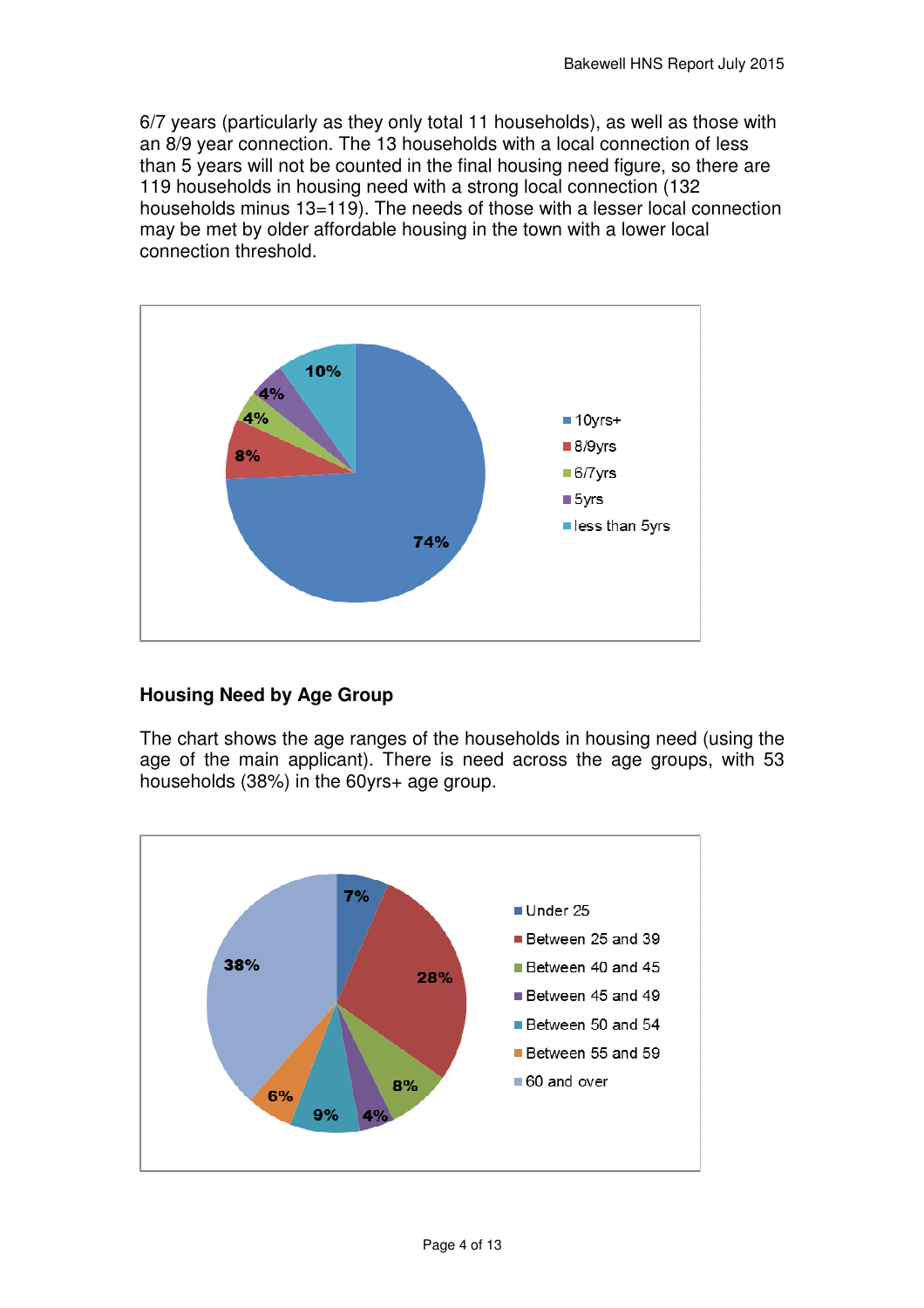6/7 years (particularly as they only total 11 households), as well as those with an 8/9 year connection. The 13 households with a local connection of less than 5 years will not be counted in the final housing need figure, so there are 119 households in housing need with a strong local connection (132 households minus 13=119). The needs of those with a lesser local connection may be met by older affordable housing in the town with a lower local connection threshold.

## Housing Need by Age Group

The chart shows the age ranges of the households in housing need (using the age of the main applicant). There is need across the age groups, with 53 households (38%) in the 60yrs+ age group.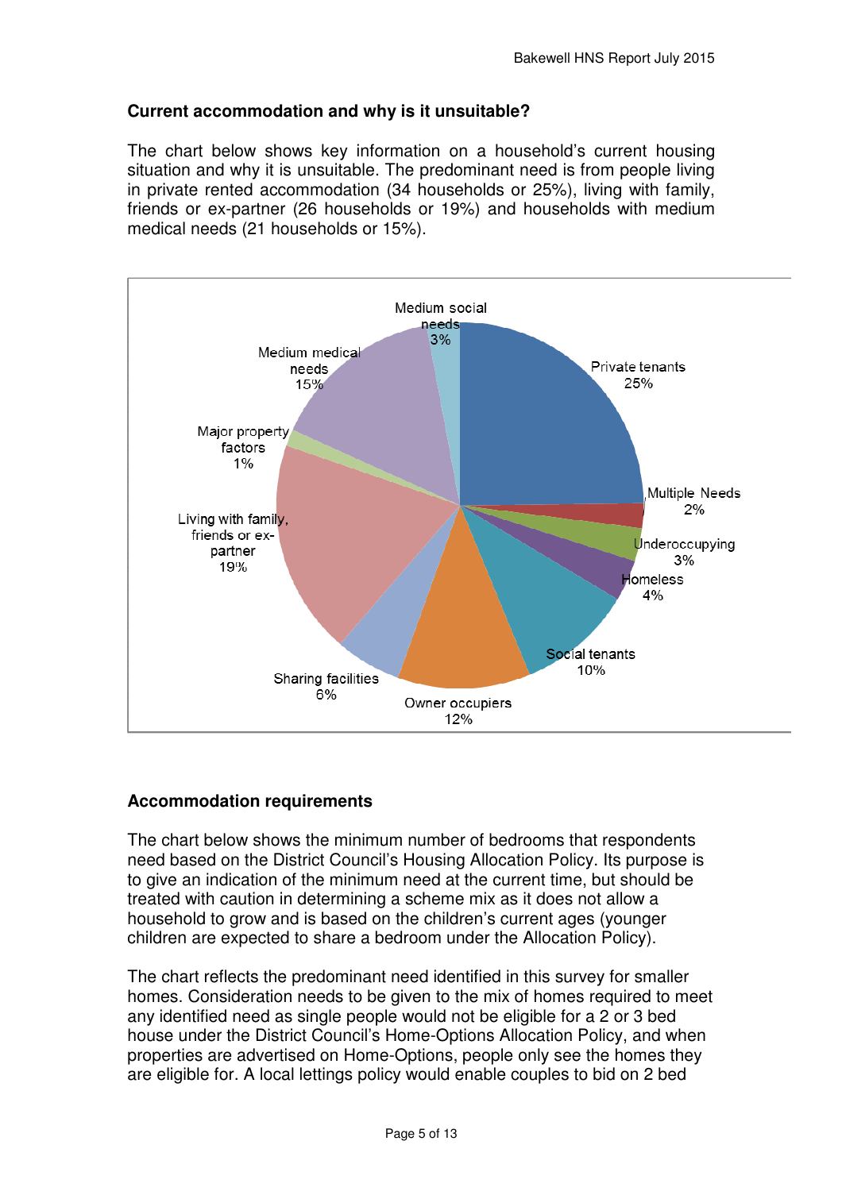### Current accommodation and why is it unsuitable?

The chart below shows key information on a household's current housing situation and why it is unsuitable. The predominant need is from people living in private rented accommodation (34 households or 25%), living with family, friends or ex-partner (26 households or 19%) and households with medium medical needs (21 households or 15%).

| Category | Percentage |
|---|---|
| Private tenants | 25% |
| Multiple Needs | 2% |
| Underoccupying | 3% |
| Homeless | 4% |
| Social tenants | 10% |
| Owner occupiers | 12% |
| Sharing facilities | 6% |
| Living with family, friends or ex-partner | 19% |
| Major property factors | 1% |
| Medium medical needs | 15% |
| Medium social needs | 3% |

### Accommodation requirements

The chart below shows the minimum number of bedrooms that respondents need based on the District Council's Housing Allocation Policy. Its purpose is to give an indication of the minimum need at the current time, but should be treated with caution in determining a scheme mix as it does not allow a household to grow and is based on the children's current ages (younger children are expected to share a bedroom under the Allocation Policy).

The chart reflects the predominant need identified in this survey for smaller homes. Consideration needs to be given to the mix of homes required to meet any identified need as single people would not be eligible for a 2 or 3 bed house under the District Council's Home-Options Allocation Policy, and when properties are advertised on Home-Options, people only see the homes they are eligible for. A local lettings policy would enable couples to bid on 2 bed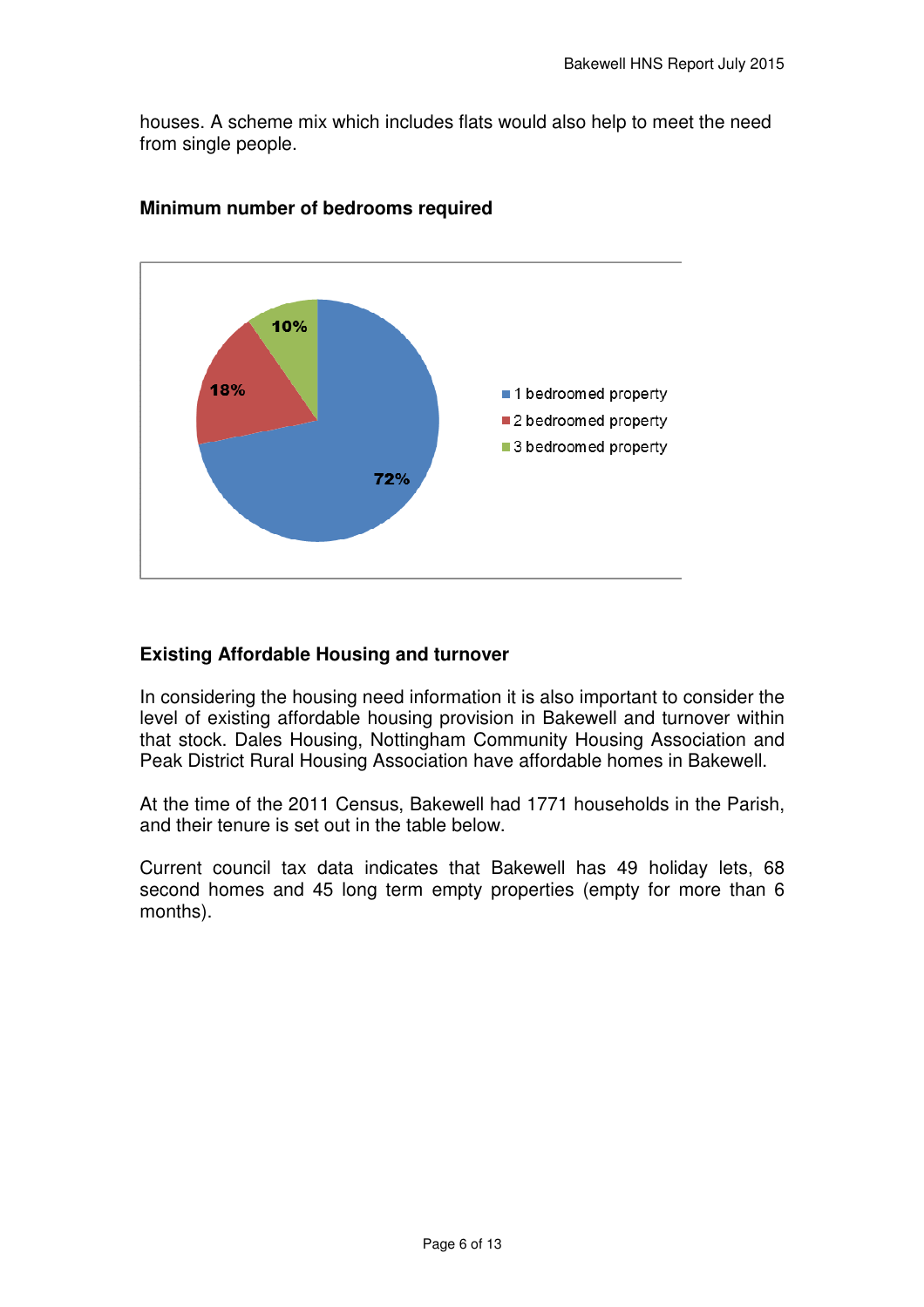houses. A scheme mix which includes flats would also help to meet the need from single people.

**Minimum number of bedrooms required**

| Property type | Percentage |
| --- | --- |
| 1 bedroomed property | 72% |
| 2 bedroomed property | 18% |
| 3 bedroomed property | 10% |

**Existing Affordable Housing and turnover**

In considering the housing need information it is also important to consider the level of existing affordable housing provision in Bakewell and turnover within that stock. Dales Housing, Nottingham Community Housing Association and Peak District Rural Housing Association have affordable homes in Bakewell.

At the time of the 2011 Census, Bakewell had 1771 households in the Parish, and their tenure is set out in the table below.

Current council tax data indicates that Bakewell has 49 holiday lets, 68 second homes and 45 long term empty properties (empty for more than 6 months).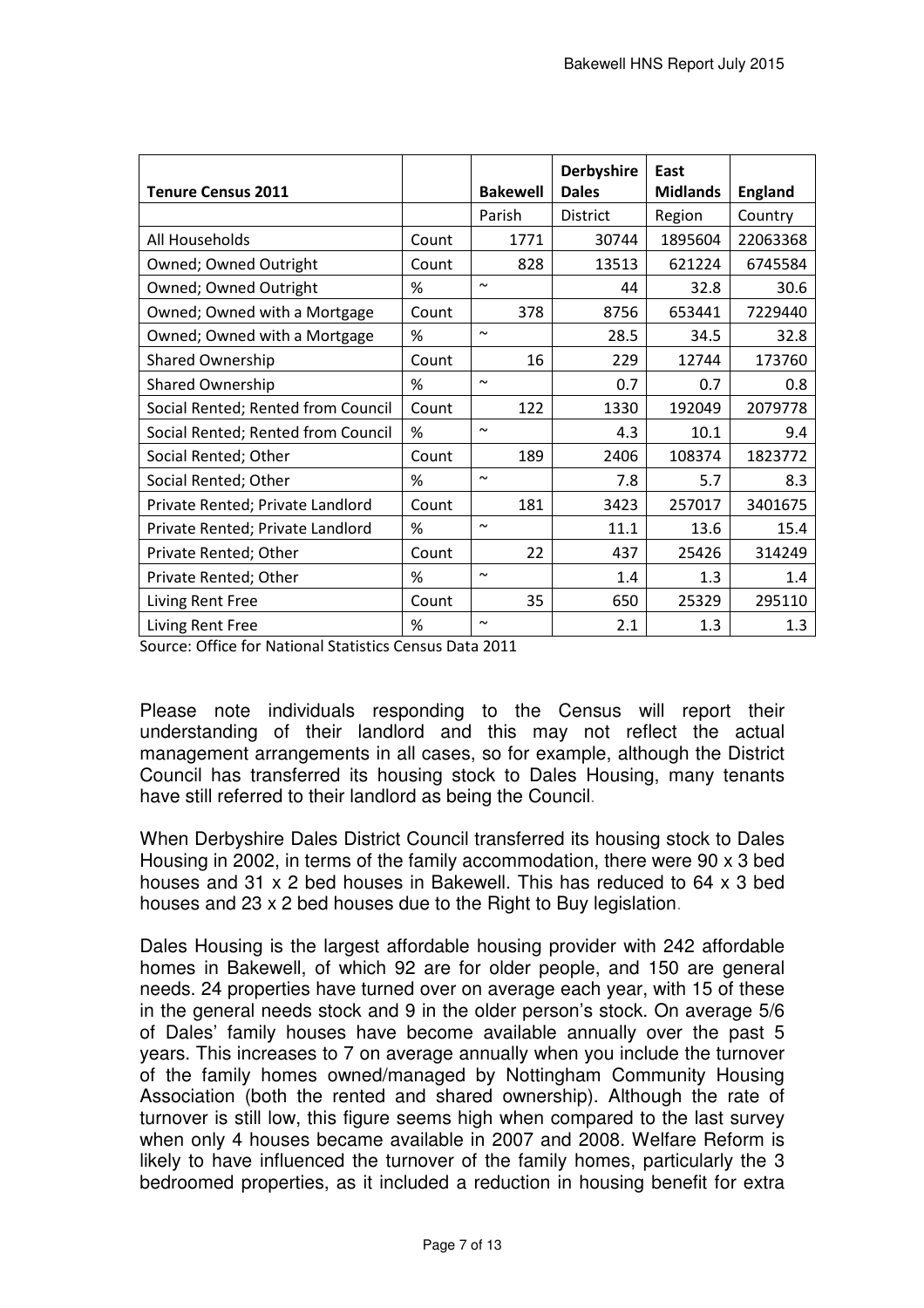| Tenure Census 2011 | | Bakewell | Derbyshire Dales | East Midlands | England |
|---|---|---|---|---|---|
| | | Parish | District | Region | Country |
| All Households | Count | 1771 | 30744 | 1895604 | 22063368 |
| Owned; Owned Outright | Count | 828 | 13513 | 621224 | 6745584 |
| Owned; Owned Outright | % | ~ | 44 | 32.8 | 30.6 |
| Owned; Owned with a Mortgage | Count | 378 | 8756 | 653441 | 7229440 |
| Owned; Owned with a Mortgage | % | ~ | 28.5 | 34.5 | 32.8 |
| Shared Ownership | Count | 16 | 229 | 12744 | 173760 |
| Shared Ownership | % | ~ | 0.7 | 0.7 | 0.8 |
| Social Rented; Rented from Council | Count | 122 | 1330 | 192049 | 2079778 |
| Social Rented; Rented from Council | % | ~ | 4.3 | 10.1 | 9.4 |
| Social Rented; Other | Count | 189 | 2406 | 108374 | 1823772 |
| Social Rented; Other | % | ~ | 7.8 | 5.7 | 8.3 |
| Private Rented; Private Landlord | Count | 181 | 3423 | 257017 | 3401675 |
| Private Rented; Private Landlord | % | ~ | 11.1 | 13.6 | 15.4 |
| Private Rented; Other | Count | 22 | 437 | 25426 | 314249 |
| Private Rented; Other | % | ~ | 1.4 | 1.3 | 1.4 |
| Living Rent Free | Count | 35 | 650 | 25329 | 295110 |
| Living Rent Free | % | ~ | 2.1 | 1.3 | 1.3 |

Source: Office for National Statistics Census Data 2011

Please note individuals responding to the Census will report their understanding of their landlord and this may not reflect the actual management arrangements in all cases, so for example, although the District Council has transferred its housing stock to Dales Housing, many tenants have still referred to their landlord as being the Council.

When Derbyshire Dales District Council transferred its housing stock to Dales Housing in 2002, in terms of the family accommodation, there were 90 x 3 bed houses and 31 x 2 bed houses in Bakewell. This has reduced to 64 x 3 bed houses and 23 x 2 bed houses due to the Right to Buy legislation.

Dales Housing is the largest affordable housing provider with 242 affordable homes in Bakewell, of which 92 are for older people, and 150 are general needs. 24 properties have turned over on average each year, with 15 of these in the general needs stock and 9 in the older person's stock. On average 5/6 of Dales' family houses have become available annually over the past 5 years. This increases to 7 on average annually when you include the turnover of the family homes owned/managed by Nottingham Community Housing Association (both the rented and shared ownership). Although the rate of turnover is still low, this figure seems high when compared to the last survey when only 4 houses became available in 2007 and 2008. Welfare Reform is likely to have influenced the turnover of the family homes, particularly the 3 bedroomed properties, as it included a reduction in housing benefit for extra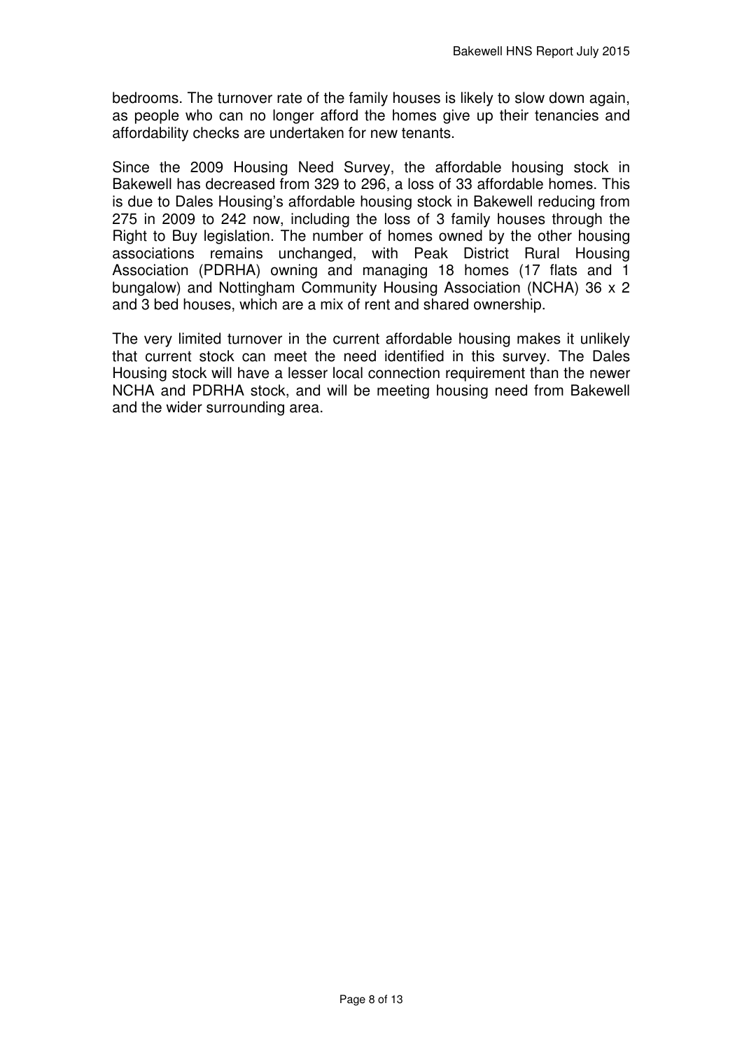bedrooms. The turnover rate of the family houses is likely to slow down again, as people who can no longer afford the homes give up their tenancies and affordability checks are undertaken for new tenants.

Since the 2009 Housing Need Survey, the affordable housing stock in Bakewell has decreased from 329 to 296, a loss of 33 affordable homes. This is due to Dales Housing's affordable housing stock in Bakewell reducing from 275 in 2009 to 242 now, including the loss of 3 family houses through the Right to Buy legislation. The number of homes owned by the other housing associations remains unchanged, with Peak District Rural Housing Association (PDRHA) owning and managing 18 homes (17 flats and 1 bungalow) and Nottingham Community Housing Association (NCHA) 36 x 2 and 3 bed houses, which are a mix of rent and shared ownership.

The very limited turnover in the current affordable housing makes it unlikely that current stock can meet the need identified in this survey. The Dales Housing stock will have a lesser local connection requirement than the newer NCHA and PDRHA stock, and will be meeting housing need from Bakewell and the wider surrounding area.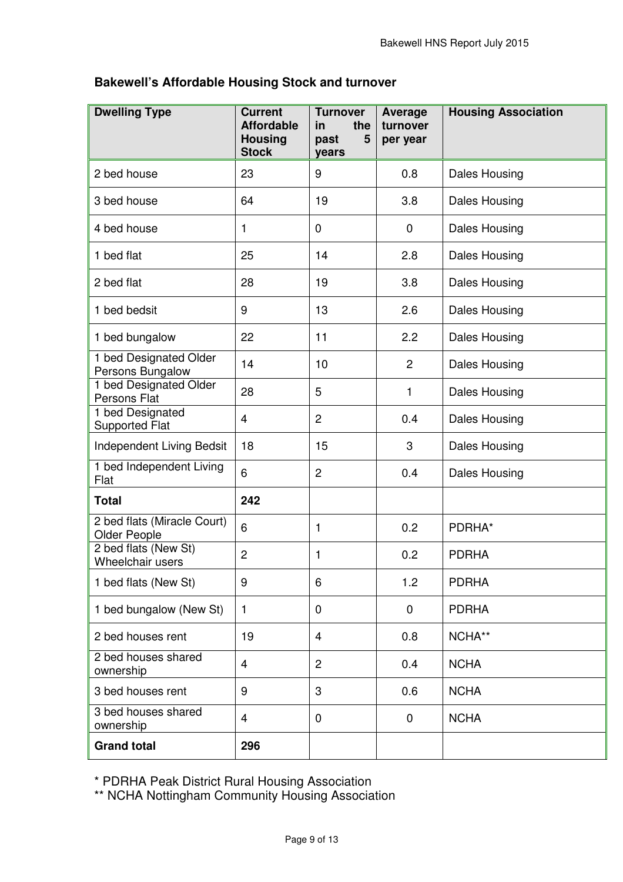**Bakewell's Affordable Housing Stock and turnover**

| Dwelling Type | Current Affordable Housing Stock | Turnover in the past 5 years | Average turnover per year | Housing Association |
|---|---|---|---|---|
| 2 bed house | 23 | 9 | 0.8 | Dales Housing |
| 3 bed house | 64 | 19 | 3.8 | Dales Housing |
| 4 bed house | 1 | 0 | 0 | Dales Housing |
| 1 bed flat | 25 | 14 | 2.8 | Dales Housing |
| 2 bed flat | 28 | 19 | 3.8 | Dales Housing |
| 1 bed bedsit | 9 | 13 | 2.6 | Dales Housing |
| 1 bed bungalow | 22 | 11 | 2.2 | Dales Housing |
| 1 bed Designated Older Persons Bungalow | 14 | 10 | 2 | Dales Housing |
| 1 bed Designated Older Persons Flat | 28 | 5 | 1 | Dales Housing |
| 1 bed Designated Supported Flat | 4 | 2 | 0.4 | Dales Housing |
| Independent Living Bedsit | 18 | 15 | 3 | Dales Housing |
| 1 bed Independent Living Flat | 6 | 2 | 0.4 | Dales Housing |
| **Total** | **242** | | | |
| 2 bed flats (Miracle Court) Older People | 6 | 1 | 0.2 | PDRHA* |
| 2 bed flats (New St) Wheelchair users | 2 | 1 | 0.2 | PDRHA |
| 1 bed flats (New St) | 9 | 6 | 1.2 | PDRHA |
| 1 bed bungalow (New St) | 1 | 0 | 0 | PDRHA |
| 2 bed houses rent | 19 | 4 | 0.8 | NCHA** |
| 2 bed houses shared ownership | 4 | 2 | 0.4 | NCHA |
| 3 bed houses rent | 9 | 3 | 0.6 | NCHA |
| 3 bed houses shared ownership | 4 | 0 | 0 | NCHA |
| **Grand total** | **296** | | | |

\* PDRHA Peak District Rural Housing Association
** NCHA Nottingham Community Housing Association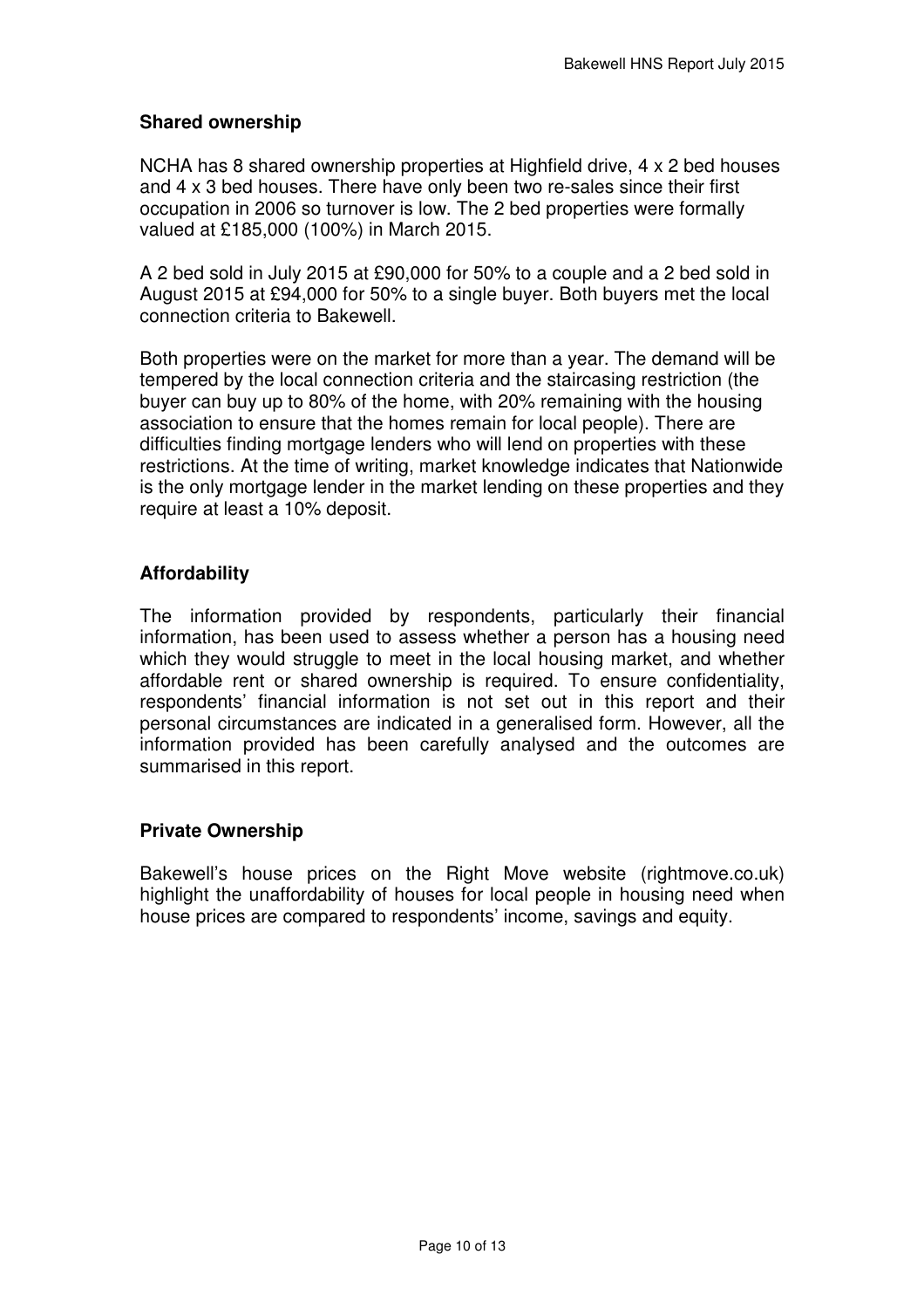## Shared ownership

NCHA has 8 shared ownership properties at Highfield drive, 4 x 2 bed houses and 4 x 3 bed houses. There have only been two re-sales since their first occupation in 2006 so turnover is low. The 2 bed properties were formally valued at £185,000 (100%) in March 2015.

A 2 bed sold in July 2015 at £90,000 for 50% to a couple and a 2 bed sold in August 2015 at £94,000 for 50% to a single buyer. Both buyers met the local connection criteria to Bakewell.

Both properties were on the market for more than a year. The demand will be tempered by the local connection criteria and the staircasing restriction (the buyer can buy up to 80% of the home, with 20% remaining with the housing association to ensure that the homes remain for local people). There are difficulties finding mortgage lenders who will lend on properties with these restrictions. At the time of writing, market knowledge indicates that Nationwide is the only mortgage lender in the market lending on these properties and they require at least a 10% deposit.

## Affordability

The information provided by respondents, particularly their financial information, has been used to assess whether a person has a housing need which they would struggle to meet in the local housing market, and whether affordable rent or shared ownership is required. To ensure confidentiality, respondents' financial information is not set out in this report and their personal circumstances are indicated in a generalised form. However, all the information provided has been carefully analysed and the outcomes are summarised in this report.

## Private Ownership

Bakewell's house prices on the Right Move website (rightmove.co.uk) highlight the unaffordability of houses for local people in housing need when house prices are compared to respondents' income, savings and equity.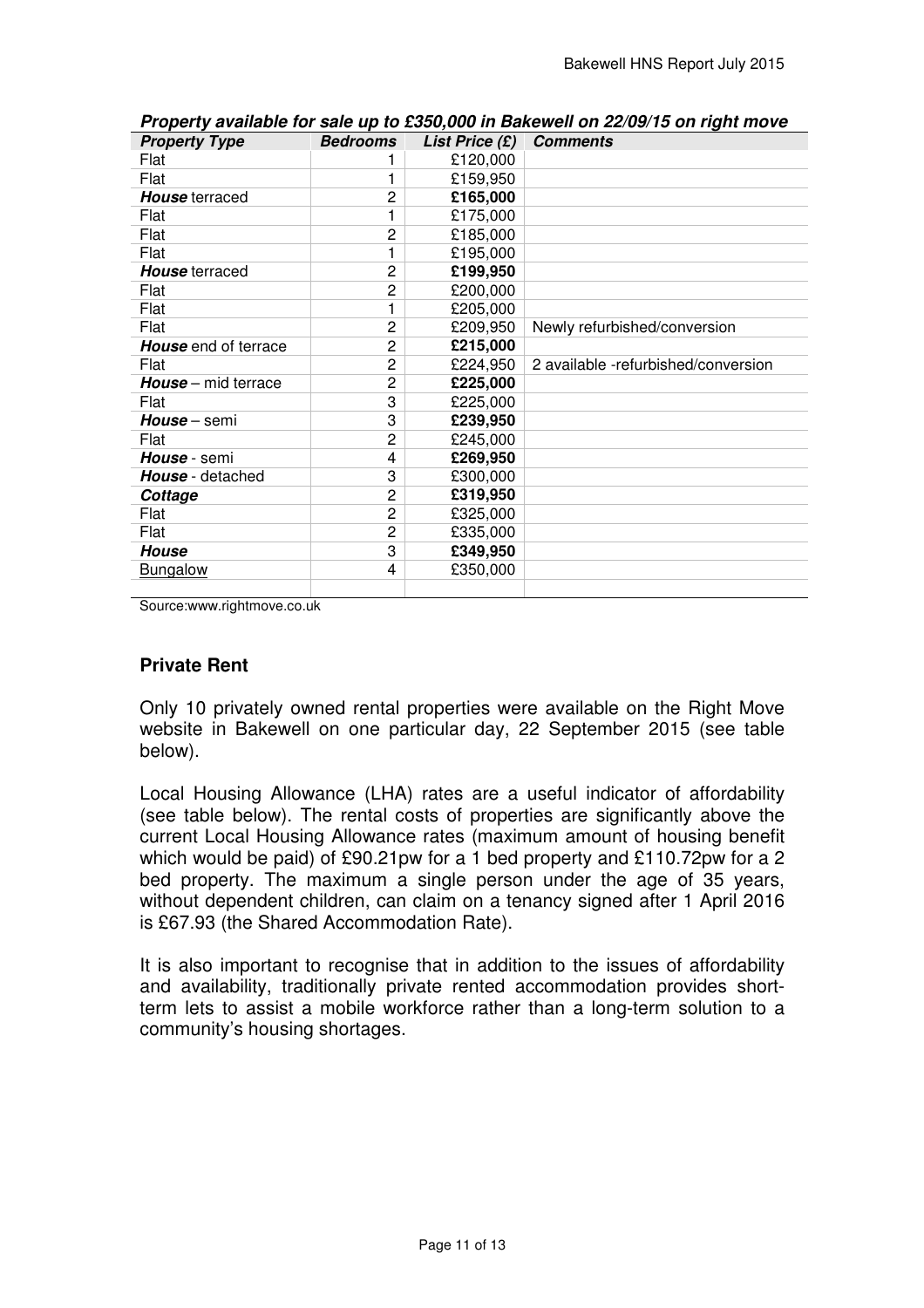***Property available for sale up to £350,000 in Bakewell on 22/09/15 on right move***

| *Property Type* | *Bedrooms* | *List Price (£)* | *Comments* |
|---|---|---|---|
| Flat | 1 | £120,000 | |
| Flat | 1 | £159,950 | |
| ***House*** terraced | 2 | **£165,000** | |
| Flat | 1 | £175,000 | |
| Flat | 2 | £185,000 | |
| Flat | 1 | £195,000 | |
| ***House*** terraced | 2 | **£199,950** | |
| Flat | 2 | £200,000 | |
| Flat | 1 | £205,000 | |
| Flat | 2 | £209,950 | Newly refurbished/conversion |
| ***House*** end of terrace | 2 | **£215,000** | |
| Flat | 2 | £224,950 | 2 available -refurbished/conversion |
| ***House*** – mid terrace | 2 | **£225,000** | |
| Flat | 3 | £225,000 | |
| ***House*** – semi | 3 | **£239,950** | |
| Flat | 2 | £245,000 | |
| ***House*** - semi | 4 | **£269,950** | |
| ***House*** - detached | 3 | £300,000 | |
| ***Cottage*** | 2 | **£319,950** | |
| Flat | 2 | £325,000 | |
| Flat | 2 | £335,000 | |
| ***House*** | 3 | **£349,950** | |
| Bungalow | 4 | £350,000 | |
| | | | |

Source:www.rightmove.co.uk

## Private Rent

Only 10 privately owned rental properties were available on the Right Move website in Bakewell on one particular day, 22 September 2015 (see table below).

Local Housing Allowance (LHA) rates are a useful indicator of affordability (see table below). The rental costs of properties are significantly above the current Local Housing Allowance rates (maximum amount of housing benefit which would be paid) of £90.21pw for a 1 bed property and £110.72pw for a 2 bed property. The maximum a single person under the age of 35 years, without dependent children, can claim on a tenancy signed after 1 April 2016 is £67.93 (the Shared Accommodation Rate).

It is also important to recognise that in addition to the issues of affordability and availability, traditionally private rented accommodation provides short-term lets to assist a mobile workforce rather than a long-term solution to a community's housing shortages.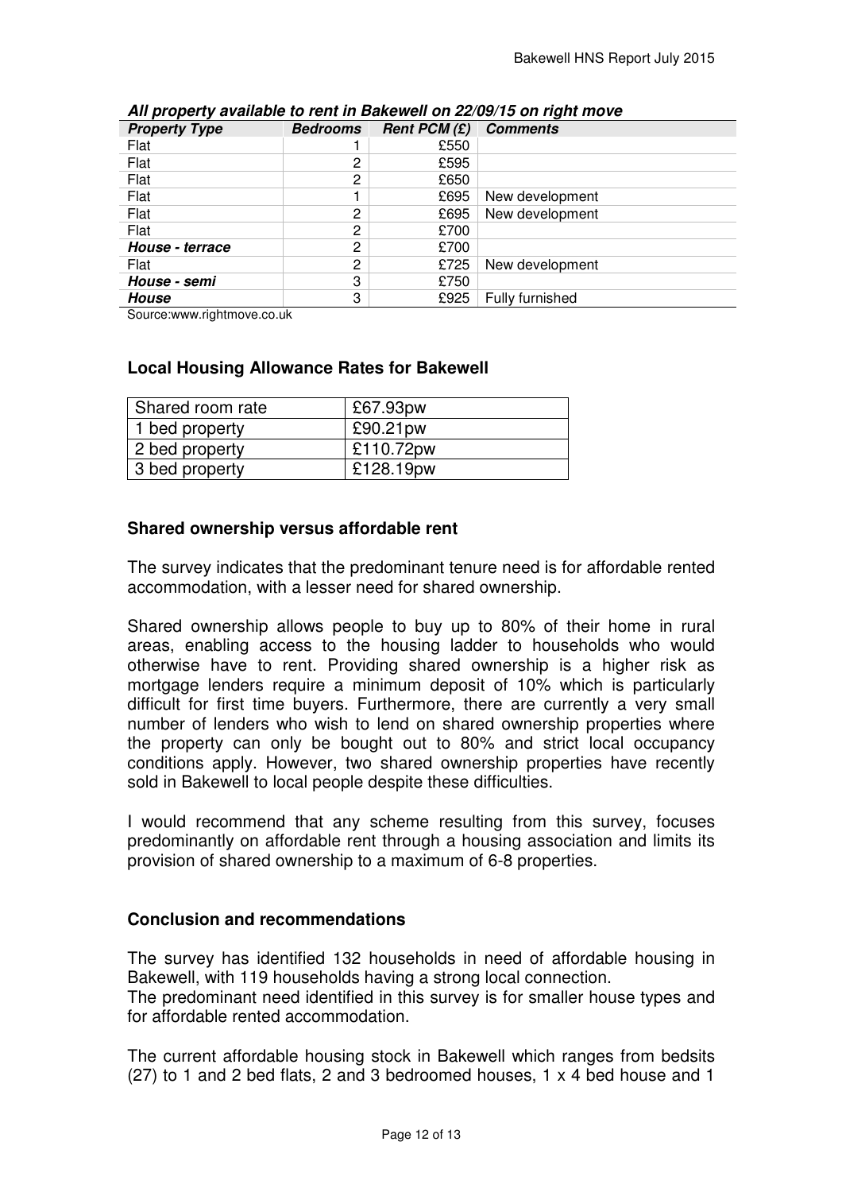***All property available to rent in Bakewell on 22/09/15 on right move***

| *Property Type* | *Bedrooms* | *Rent PCM (£)* | *Comments* |
|---|---|---|---|
| Flat | 1 | £550 | |
| Flat | 2 | £595 | |
| Flat | 2 | £650 | |
| Flat | 1 | £695 | New development |
| Flat | 2 | £695 | New development |
| Flat | 2 | £700 | |
| ***House - terrace*** | 2 | £700 | |
| Flat | 2 | £725 | New development |
| ***House - semi*** | 3 | £750 | |
| ***House*** | 3 | £925 | Fully furnished |

Source:www.rightmove.co.uk

### Local Housing Allowance Rates for Bakewell

| Shared room rate | £67.93pw |
|---|---|
| 1 bed property | £90.21pw |
| 2 bed property | £110.72pw |
| 3 bed property | £128.19pw |

### Shared ownership versus affordable rent

The survey indicates that the predominant tenure need is for affordable rented accommodation, with a lesser need for shared ownership.

Shared ownership allows people to buy up to 80% of their home in rural areas, enabling access to the housing ladder to households who would otherwise have to rent. Providing shared ownership is a higher risk as mortgage lenders require a minimum deposit of 10% which is particularly difficult for first time buyers. Furthermore, there are currently a very small number of lenders who wish to lend on shared ownership properties where the property can only be bought out to 80% and strict local occupancy conditions apply. However, two shared ownership properties have recently sold in Bakewell to local people despite these difficulties.

I would recommend that any scheme resulting from this survey, focuses predominantly on affordable rent through a housing association and limits its provision of shared ownership to a maximum of 6-8 properties.

### Conclusion and recommendations

The survey has identified 132 households in need of affordable housing in Bakewell, with 119 households having a strong local connection.
The predominant need identified in this survey is for smaller house types and for affordable rented accommodation.

The current affordable housing stock in Bakewell which ranges from bedsits (27) to 1 and 2 bed flats, 2 and 3 bedroomed houses, 1 x 4 bed house and 1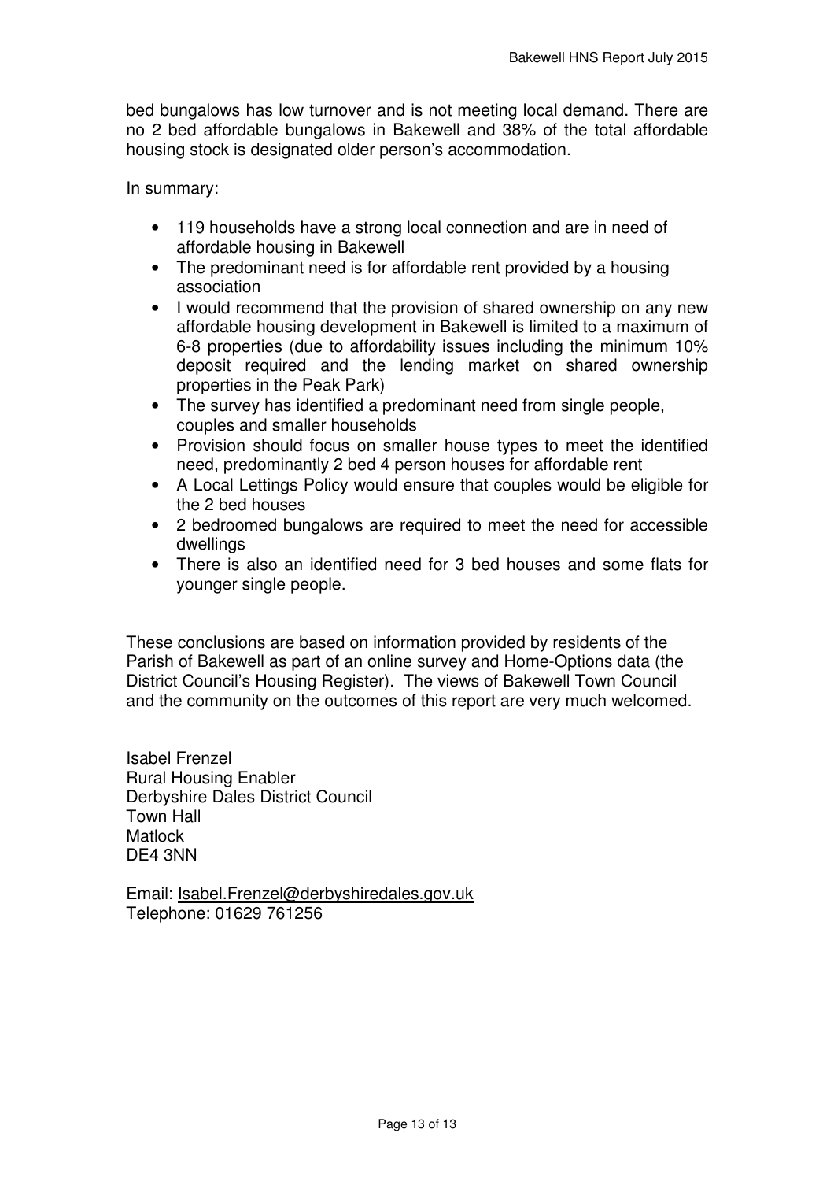bed bungalows has low turnover and is not meeting local demand. There are no 2 bed affordable bungalows in Bakewell and 38% of the total affordable housing stock is designated older person's accommodation.

In summary:

- 119 households have a strong local connection and are in need of affordable housing in Bakewell
- The predominant need is for affordable rent provided by a housing association
- I would recommend that the provision of shared ownership on any new affordable housing development in Bakewell is limited to a maximum of 6-8 properties (due to affordability issues including the minimum 10% deposit required and the lending market on shared ownership properties in the Peak Park)
- The survey has identified a predominant need from single people, couples and smaller households
- Provision should focus on smaller house types to meet the identified need, predominantly 2 bed 4 person houses for affordable rent
- A Local Lettings Policy would ensure that couples would be eligible for the 2 bed houses
- 2 bedroomed bungalows are required to meet the need for accessible dwellings
- There is also an identified need for 3 bed houses and some flats for younger single people.

These conclusions are based on information provided by residents of the Parish of Bakewell as part of an online survey and Home-Options data (the District Council's Housing Register). The views of Bakewell Town Council and the community on the outcomes of this report are very much welcomed.

Isabel Frenzel
Rural Housing Enabler
Derbyshire Dales District Council
Town Hall
Matlock
DE4 3NN

Email: Isabel.Frenzel@derbyshiredales.gov.uk
Telephone: 01629 761256